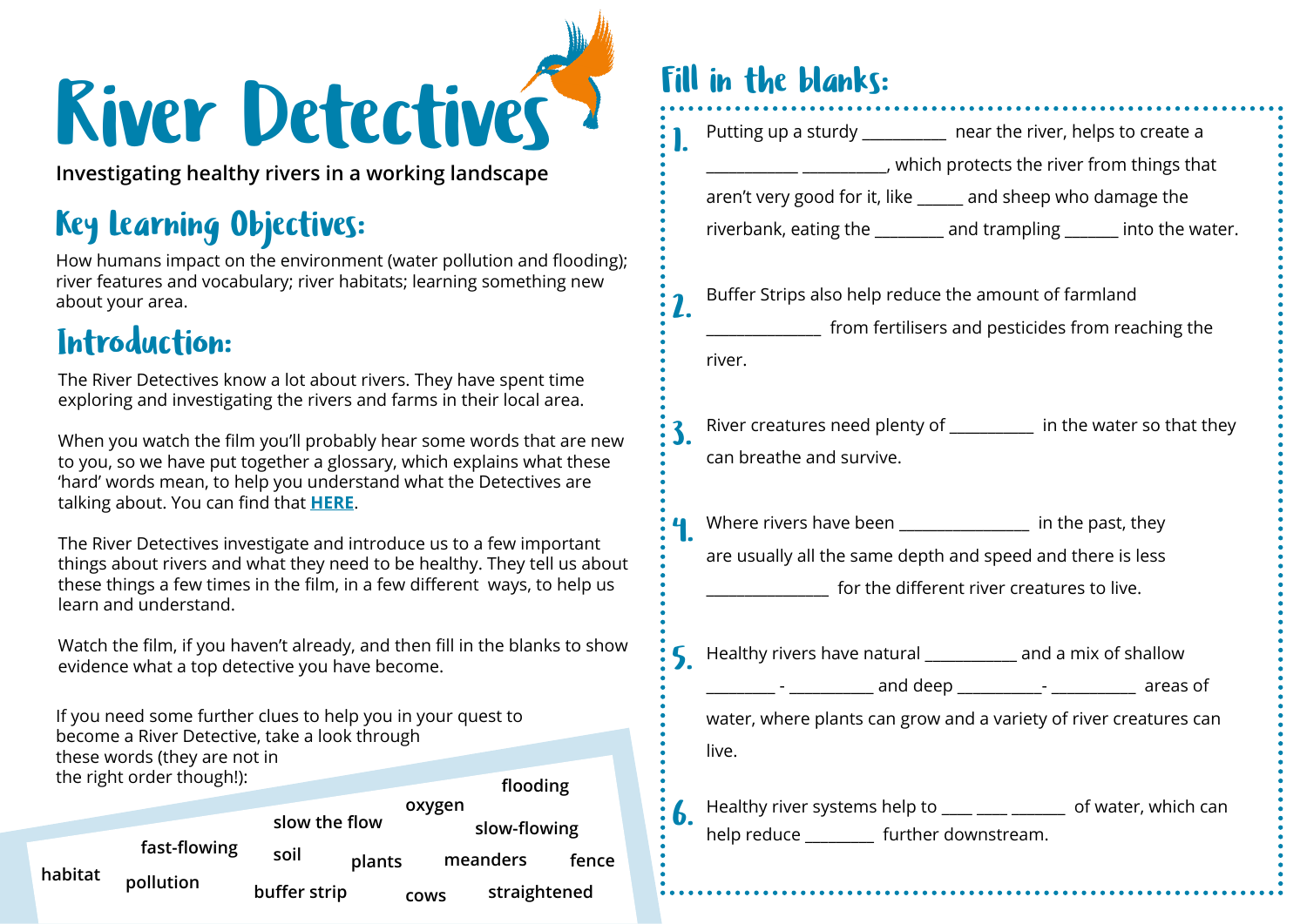# River Detectives

**Investigating healthy rivers in a working landscape**

## Key Learning Objectives:

How humans impact on the environment (water pollution and flooding); river features and vocabulary; river habitats; learning something new about your area.

## Introduction:

The River Detectives know a lot about rivers. They have spent time exploring and investigating the rivers and farms in their local area.

When you watch the film you'll probably hear some words that are new to you, so we have put together a glossary, which explains what these 'hard' words mean, to help you understand what the Detectives are talking about. You can find that **HERE**.

The River Detectives investigate and introduce us to a few important things about rivers and what they need to be healthy. They tell us about these things a few times in the film, in a few different ways, to help us learn and understand.

Watch the film, if you haven't already, and then fill in the blanks to show evidence what a top detective you have become.

If you need some further clues to help you in your quest to become a River Detective, take a look through these words (they are not in the right order though!):

flooding, oxygen, slow the flow, slow-flowing, fast-flowing, soil, plants, meanders, fence, habitat, pollution, buffer strip, cows, straightened

## Fill in the blanks:

1. Putting up a sturdy __________ near the river, helps to create a ___________ __________, which protects the river from things that aren't very good for it, like ______ and sheep who damage the riverbank, eating the ________ and trampling ______ into the water.

2. Buffer Strips also help reduce the amount of farmland _____________ from fertilisers and pesticides from reaching the river.

3. River creatures need plenty of __________ in the water so that they can breathe and survive.

4. Where rivers have been ________________ in the past, they are usually all the same depth and speed and there is less _______________ for the different river creatures to live.

5. Healthy rivers have natural ___________ and a mix of shallow ________ - __________ and deep __________- __________ areas of water, where plants can grow and a variety of river creatures can live.

6. Healthy river systems help to ____ ____ ______ of water, which can help reduce ________ further downstream.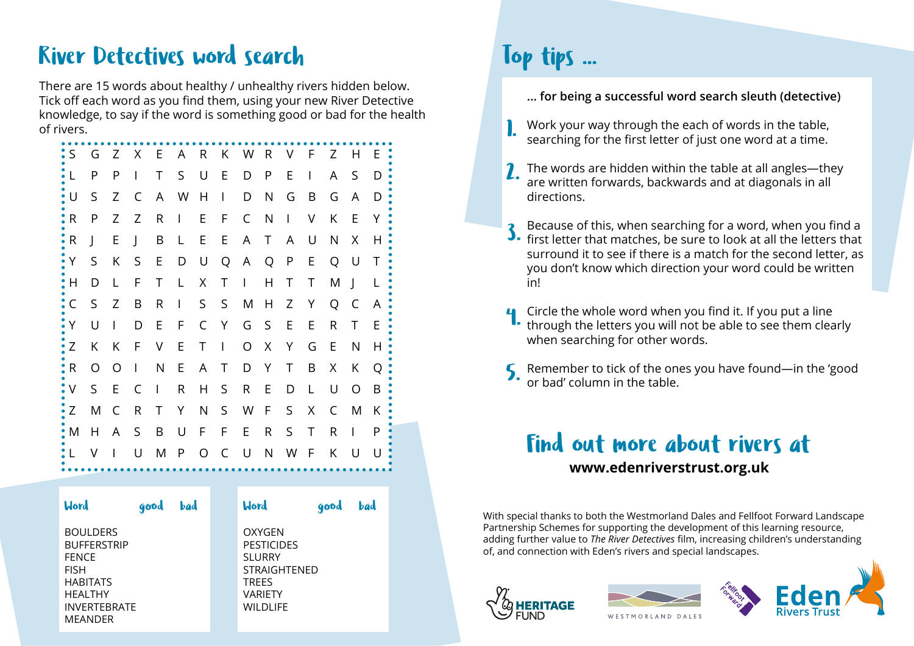# River Detectives word search

There are 15 words about healthy / unhealthy rivers hidden below. Tick off each word as you find them, using your new River Detective knowledge, to say if the word is something good or bad for the health of rivers.

| | | | | | | | | | | | | | | |
|---|---|---|---|---|---|---|---|---|---|---|---|---|---|---|
| S | G | Z | X | E | A | R | K | W | R | V | F | Z | H | E |
| L | P | P | I | T | S | U | E | D | P | E | I | A | S | D |
| U | S | Z | C | A | W | H | I | D | N | G | B | G | A | D |
| R | P | Z | Z | R | I | E | F | C | N | I | V | K | E | Y |
| R | J | E | J | B | L | E | E | A | T | A | U | N | X | H |
| Y | S | K | S | E | D | U | Q | A | Q | P | E | Q | U | T |
| H | D | L | F | T | L | X | T | I | H | T | T | M | J | L |
| C | S | Z | B | R | I | S | S | M | H | Z | Y | Q | C | A |
| Y | U | I | D | E | F | C | Y | G | S | E | E | R | T | E |
| Z | K | K | F | V | E | T | I | O | X | Y | G | E | N | H |
| R | O | O | I | N | E | A | T | D | Y | T | B | X | K | Q |
| V | S | E | C | I | R | H | S | R | E | D | L | U | O | B |
| Z | M | C | R | T | Y | N | S | W | F | S | X | C | M | K |
| M | H | A | S | B | U | F | F | E | R | S | T | R | I | P |
| L | V | I | U | M | P | O | C | U | N | W | F | K | U | U |

| Word | good | bad |
|---|---|---|
| BOULDERS | | |
| BUFFERSTRIP | | |
| FENCE | | |
| FISH | | |
| HABITATS | | |
| HEALTHY | | |
| INVERTEBRATE | | |
| MEANDER | | |

| Word | good | bad |
|---|---|---|
| OXYGEN | | |
| PESTICIDES | | |
| SLURRY | | |
| STRAIGHTENED | | |
| TREES | | |
| VARIETY | | |
| WILDLIFE | | |

# Top tips ...

**... for being a successful word search sleuth (detective)**

1. Work your way through the each of words in the table, searching for the first letter of just one word at a time.
2. The words are hidden within the table at all angles—they are written forwards, backwards and at diagonals in all directions.
3. Because of this, when searching for a word, when you find a first letter that matches, be sure to look at all the letters that surround it to see if there is a match for the second letter, as you don't know which direction your word could be written in!
4. Circle the whole word when you find it. If you put a line through the letters you will not be able to see them clearly when searching for other words.
5. Remember to tick of the ones you have found—in the 'good or bad' column in the table.

## Find out more about rivers at

**www.edenriverstrust.org.uk**

With special thanks to both the Westmorland Dales and Fellfoot Forward Landscape Partnership Schemes for supporting the development of this learning resource, adding further value to *The River Detectives* film, increasing children's understanding of, and connection with Eden's rivers and special landscapes.

HERITAGE FUND

WESTMORLAND DALES

Fellfoot Forward

Eden Rivers Trust